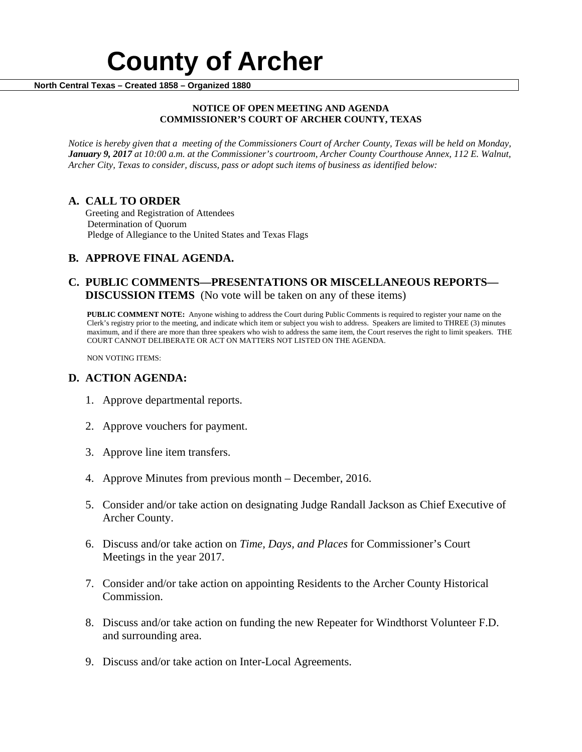# County of Archer

**North Central Texas – Created 1858 – Organized 1880**

**NOTICE OF OPEN MEETING AND AGENDA**
**COMMISSIONER'S COURT OF ARCHER COUNTY, TEXAS**

*Notice is hereby given that a meeting of the Commissioners Court of Archer County, Texas will be held on Monday, **January 9, 2017** at 10:00 a.m. at the Commissioner's courtroom, Archer County Courthouse Annex, 112 E. Walnut, Archer City, Texas to consider, discuss, pass or adopt such items of business as identified below:*

## A. CALL TO ORDER

Greeting and Registration of Attendees
Determination of Quorum
Pledge of Allegiance to the United States and Texas Flags

## B. APPROVE FINAL AGENDA.

## C. PUBLIC COMMENTS—PRESENTATIONS OR MISCELLANEOUS REPORTS—DISCUSSION ITEMS (No vote will be taken on any of these items)

**PUBLIC COMMENT NOTE:** Anyone wishing to address the Court during Public Comments is required to register your name on the Clerk's registry prior to the meeting, and indicate which item or subject you wish to address. Speakers are limited to THREE (3) minutes maximum, and if there are more than three speakers who wish to address the same item, the Court reserves the right to limit speakers. THE COURT CANNOT DELIBERATE OR ACT ON MATTERS NOT LISTED ON THE AGENDA.

NON VOTING ITEMS:

## D. ACTION AGENDA:

1. Approve departmental reports.
2. Approve vouchers for payment.
3. Approve line item transfers.
4. Approve Minutes from previous month – December, 2016.
5. Consider and/or take action on designating Judge Randall Jackson as Chief Executive of Archer County.
6. Discuss and/or take action on *Time, Days, and Places* for Commissioner's Court Meetings in the year 2017.
7. Consider and/or take action on appointing Residents to the Archer County Historical Commission.
8. Discuss and/or take action on funding the new Repeater for Windthorst Volunteer F.D. and surrounding area.
9. Discuss and/or take action on Inter-Local Agreements.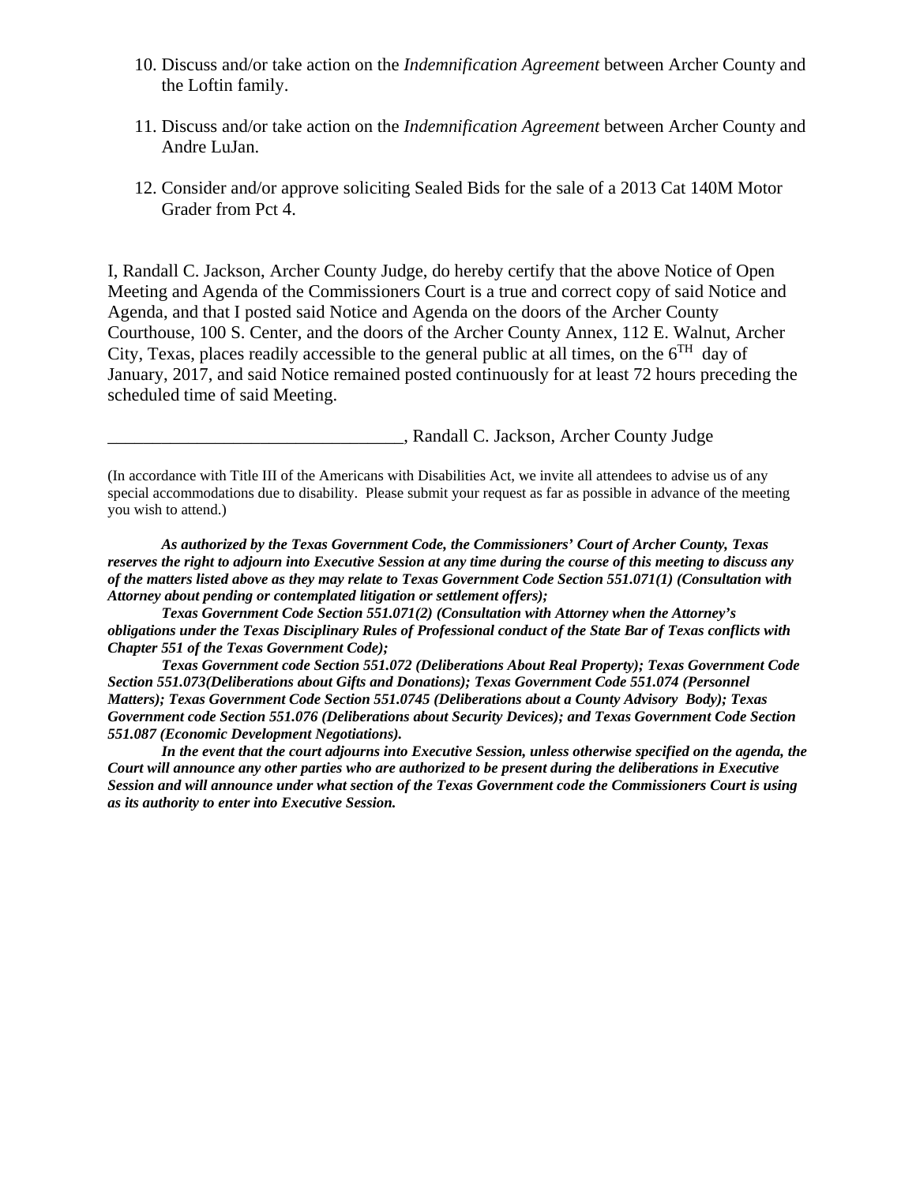10. Discuss and/or take action on the *Indemnification Agreement* between Archer County and the Loftin family.

11. Discuss and/or take action on the *Indemnification Agreement* between Archer County and Andre LuJan.

12. Consider and/or approve soliciting Sealed Bids for the sale of a 2013 Cat 140M Motor Grader from Pct 4.

I, Randall C. Jackson, Archer County Judge, do hereby certify that the above Notice of Open Meeting and Agenda of the Commissioners Court is a true and correct copy of said Notice and Agenda, and that I posted said Notice and Agenda on the doors of the Archer County Courthouse, 100 S. Center, and the doors of the Archer County Annex, 112 E. Walnut, Archer City, Texas, places readily accessible to the general public at all times, on the 6TH day of January, 2017, and said Notice remained posted continuously for at least 72 hours preceding the scheduled time of said Meeting.

_________________________________, Randall C. Jackson, Archer County Judge

(In accordance with Title III of the Americans with Disabilities Act, we invite all attendees to advise us of any special accommodations due to disability. Please submit your request as far as possible in advance of the meeting you wish to attend.)

***As authorized by the Texas Government Code, the Commissioners' Court of Archer County, Texas reserves the right to adjourn into Executive Session at any time during the course of this meeting to discuss any of the matters listed above as they may relate to Texas Government Code Section 551.071(1) (Consultation with Attorney about pending or contemplated litigation or settlement offers);***

***Texas Government Code Section 551.071(2) (Consultation with Attorney when the Attorney's obligations under the Texas Disciplinary Rules of Professional conduct of the State Bar of Texas conflicts with Chapter 551 of the Texas Government Code);***

***Texas Government code Section 551.072 (Deliberations About Real Property); Texas Government Code Section 551.073(Deliberations about Gifts and Donations); Texas Government Code 551.074 (Personnel Matters); Texas Government Code Section 551.0745 (Deliberations about a County Advisory Body); Texas Government code Section 551.076 (Deliberations about Security Devices); and Texas Government Code Section 551.087 (Economic Development Negotiations).***

***In the event that the court adjourns into Executive Session, unless otherwise specified on the agenda, the Court will announce any other parties who are authorized to be present during the deliberations in Executive Session and will announce under what section of the Texas Government code the Commissioners Court is using as its authority to enter into Executive Session.***